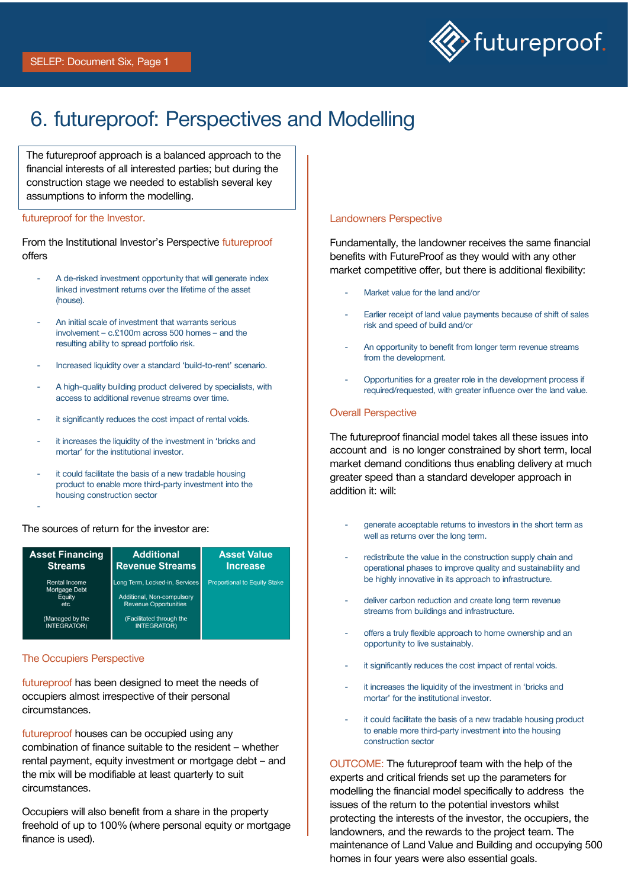# 6. futureproof: Perspectives and Modelling

The futureproof approach is a balanced approach to the financial interests of all interested parties; but during the construction stage we needed to establish several key assumptions to inform the modelling.

## futureproof for the Investor.

From the Institutional Investor's Perspective futureproof offers

- A de-risked investment opportunity that will generate index linked investment returns over the lifetime of the asset (house).
- An initial scale of investment that warrants serious involvement – c.£100m across 500 homes – and the resulting ability to spread portfolio risk.
- Increased liquidity over a standard 'build-to-rent' scenario.
- A high-quality building product delivered by specialists, with access to additional revenue streams over time.
- it significantly reduces the cost impact of rental voids.
- it increases the liquidity of the investment in 'bricks and mortar' for the institutional investor.
- it could facilitate the basis of a new tradable housing product to enable more third-party investment into the housing construction sector

The sources of return for the investor are:

| Asset Financing Streams | Additional Revenue Streams | Asset Value Increase |
|---|---|---|
| Rental Income<br>Mortgage Debt<br>Equity<br>etc.<br><br>(Managed by the INTEGRATOR) | Long Term, Locked-in, Services<br><br>Additional, Non-compulsory Revenue Opportunities<br><br>(Facilitated through the INTEGRATOR) | Proportional to Equity Stake |

## The Occupiers Perspective

futureproof has been designed to meet the needs of occupiers almost irrespective of their personal circumstances.

futureproof houses can be occupied using any combination of finance suitable to the resident – whether rental payment, equity investment or mortgage debt – and the mix will be modifiable at least quarterly to suit circumstances.

Occupiers will also benefit from a share in the property freehold of up to 100% (where personal equity or mortgage finance is used).

## Landowners Perspective

Fundamentally, the landowner receives the same financial benefits with FutureProof as they would with any other market competitive offer, but there is additional flexibility:

- Market value for the land and/or
- Earlier receipt of land value payments because of shift of sales risk and speed of build and/or
- An opportunity to benefit from longer term revenue streams from the development.
- Opportunities for a greater role in the development process if required/requested, with greater influence over the land value.

## Overall Perspective

The futureproof financial model takes all these issues into account and is no longer constrained by short term, local market demand conditions thus enabling delivery at much greater speed than a standard developer approach in addition it: will:

- generate acceptable returns to investors in the short term as well as returns over the long term.
- redistribute the value in the construction supply chain and operational phases to improve quality and sustainability and be highly innovative in its approach to infrastructure.
- deliver carbon reduction and create long term revenue streams from buildings and infrastructure.
- offers a truly flexible approach to home ownership and an opportunity to live sustainably.
- it significantly reduces the cost impact of rental voids.
- it increases the liquidity of the investment in 'bricks and mortar' for the institutional investor.
- it could facilitate the basis of a new tradable housing product to enable more third-party investment into the housing construction sector

OUTCOME: The futureproof team with the help of the experts and critical friends set up the parameters for modelling the financial model specifically to address the issues of the return to the potential investors whilst protecting the interests of the investor, the occupiers, the landowners, and the rewards to the project team. The maintenance of Land Value and Building and occupying 500 homes in four years were also essential goals.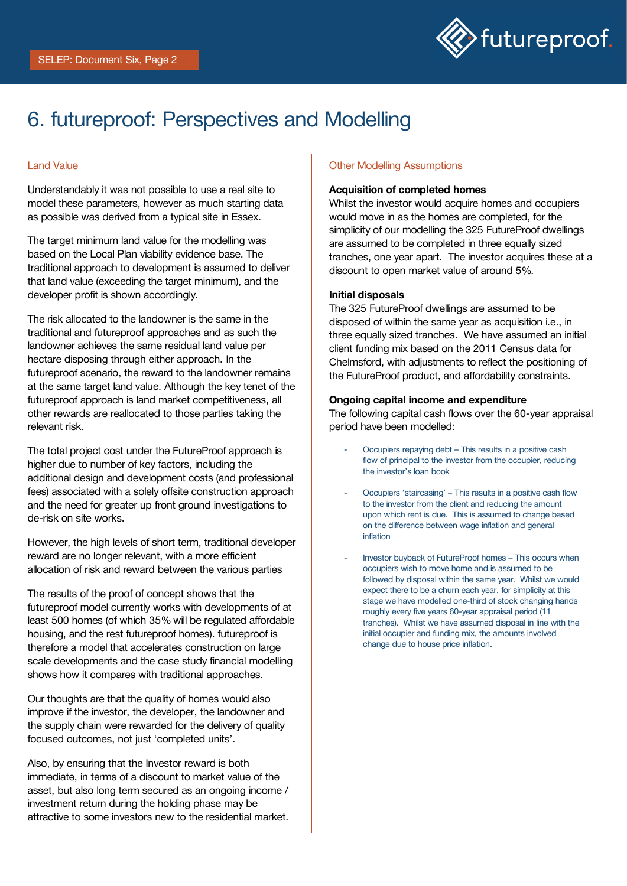# 6. futureproof: Perspectives and Modelling

## Land Value

Understandably it was not possible to use a real site to model these parameters, however as much starting data as possible was derived from a typical site in Essex.

The target minimum land value for the modelling was based on the Local Plan viability evidence base. The traditional approach to development is assumed to deliver that land value (exceeding the target minimum), and the developer profit is shown accordingly.

The risk allocated to the landowner is the same in the traditional and futureproof approaches and as such the landowner achieves the same residual land value per hectare disposing through either approach. In the futureproof scenario, the reward to the landowner remains at the same target land value. Although the key tenet of the futureproof approach is land market competitiveness, all other rewards are reallocated to those parties taking the relevant risk.

The total project cost under the FutureProof approach is higher due to number of key factors, including the additional design and development costs (and professional fees) associated with a solely offsite construction approach and the need for greater up front ground investigations to de-risk on site works.

However, the high levels of short term, traditional developer reward are no longer relevant, with a more efficient allocation of risk and reward between the various parties

The results of the proof of concept shows that the futureproof model currently works with developments of at least 500 homes (of which 35% will be regulated affordable housing, and the rest futureproof homes). futureproof is therefore a model that accelerates construction on large scale developments and the case study financial modelling shows how it compares with traditional approaches.

Our thoughts are that the quality of homes would also improve if the investor, the developer, the landowner and the supply chain were rewarded for the delivery of quality focused outcomes, not just 'completed units'.

Also, by ensuring that the Investor reward is both immediate, in terms of a discount to market value of the asset, but also long term secured as an ongoing income / investment return during the holding phase may be attractive to some investors new to the residential market.

## Other Modelling Assumptions

**Acquisition of completed homes**
Whilst the investor would acquire homes and occupiers would move in as the homes are completed, for the simplicity of our modelling the 325 FutureProof dwellings are assumed to be completed in three equally sized tranches, one year apart. The investor acquires these at a discount to open market value of around 5%.

**Initial disposals**
The 325 FutureProof dwellings are assumed to be disposed of within the same year as acquisition i.e., in three equally sized tranches. We have assumed an initial client funding mix based on the 2011 Census data for Chelmsford, with adjustments to reflect the positioning of the FutureProof product, and affordability constraints.

**Ongoing capital income and expenditure**
The following capital cash flows over the 60-year appraisal period have been modelled:

- Occupiers repaying debt – This results in a positive cash flow of principal to the investor from the occupier, reducing the investor's loan book
- Occupiers 'staircasing' – This results in a positive cash flow to the investor from the client and reducing the amount upon which rent is due. This is assumed to change based on the difference between wage inflation and general inflation
- Investor buyback of FutureProof homes – This occurs when occupiers wish to move home and is assumed to be followed by disposal within the same year. Whilst we would expect there to be a churn each year, for simplicity at this stage we have modelled one-third of stock changing hands roughly every five years 60-year appraisal period (11 tranches). Whilst we have assumed disposal in line with the initial occupier and funding mix, the amounts involved change due to house price inflation.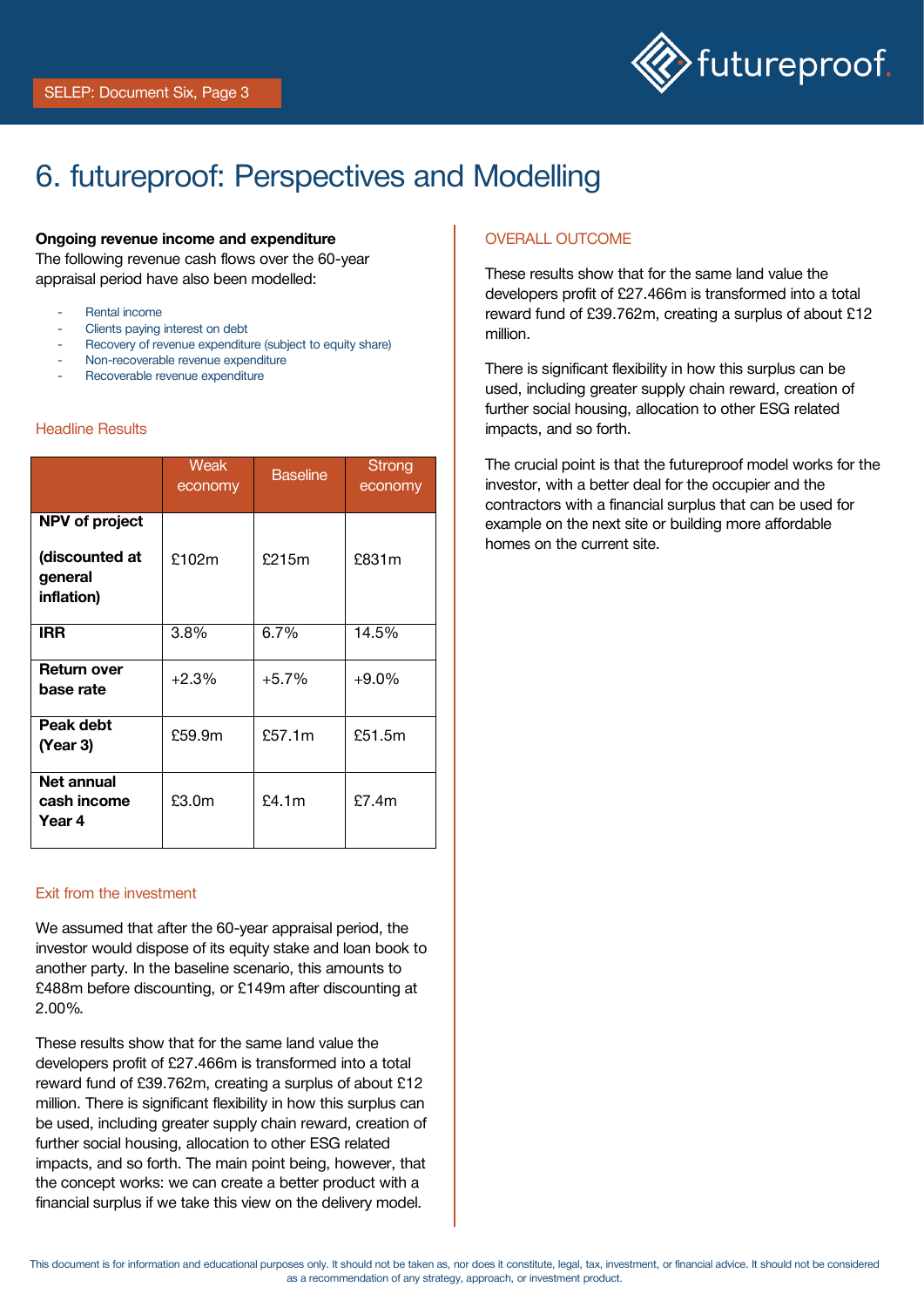# 6. futureproof: Perspectives and Modelling

**Ongoing revenue income and expenditure**
The following revenue cash flows over the 60-year appraisal period have also been modelled:

- Rental income
- Clients paying interest on debt
- Recovery of revenue expenditure (subject to equity share)
- Non-recoverable revenue expenditure
- Recoverable revenue expenditure

## Headline Results

| | Weak economy | Baseline | Strong economy |
|---|---|---|---|
| **NPV of project (discounted at general inflation)** | £102m | £215m | £831m |
| **IRR** | 3.8% | 6.7% | 14.5% |
| **Return over base rate** | +2.3% | +5.7% | +9.0% |
| **Peak debt (Year 3)** | £59.9m | £57.1m | £51.5m |
| **Net annual cash income Year 4** | £3.0m | £4.1m | £7.4m |

## Exit from the investment

We assumed that after the 60-year appraisal period, the investor would dispose of its equity stake and loan book to another party. In the baseline scenario, this amounts to £488m before discounting, or £149m after discounting at 2.00%.

These results show that for the same land value the developers profit of £27.466m is transformed into a total reward fund of £39.762m, creating a surplus of about £12 million. There is significant flexibility in how this surplus can be used, including greater supply chain reward, creation of further social housing, allocation to other ESG related impacts, and so forth. The main point being, however, that the concept works: we can create a better product with a financial surplus if we take this view on the delivery model.

## OVERALL OUTCOME

These results show that for the same land value the developers profit of £27.466m is transformed into a total reward fund of £39.762m, creating a surplus of about £12 million.

There is significant flexibility in how this surplus can be used, including greater supply chain reward, creation of further social housing, allocation to other ESG related impacts, and so forth.

The crucial point is that the futureproof model works for the investor, with a better deal for the occupier and the contractors with a financial surplus that can be used for example on the next site or building more affordable homes on the current site.

This document is for information and educational purposes only. It should not be taken as, nor does it constitute, legal, tax, investment, or financial advice. It should not be considered as a recommendation of any strategy, approach, or investment product.